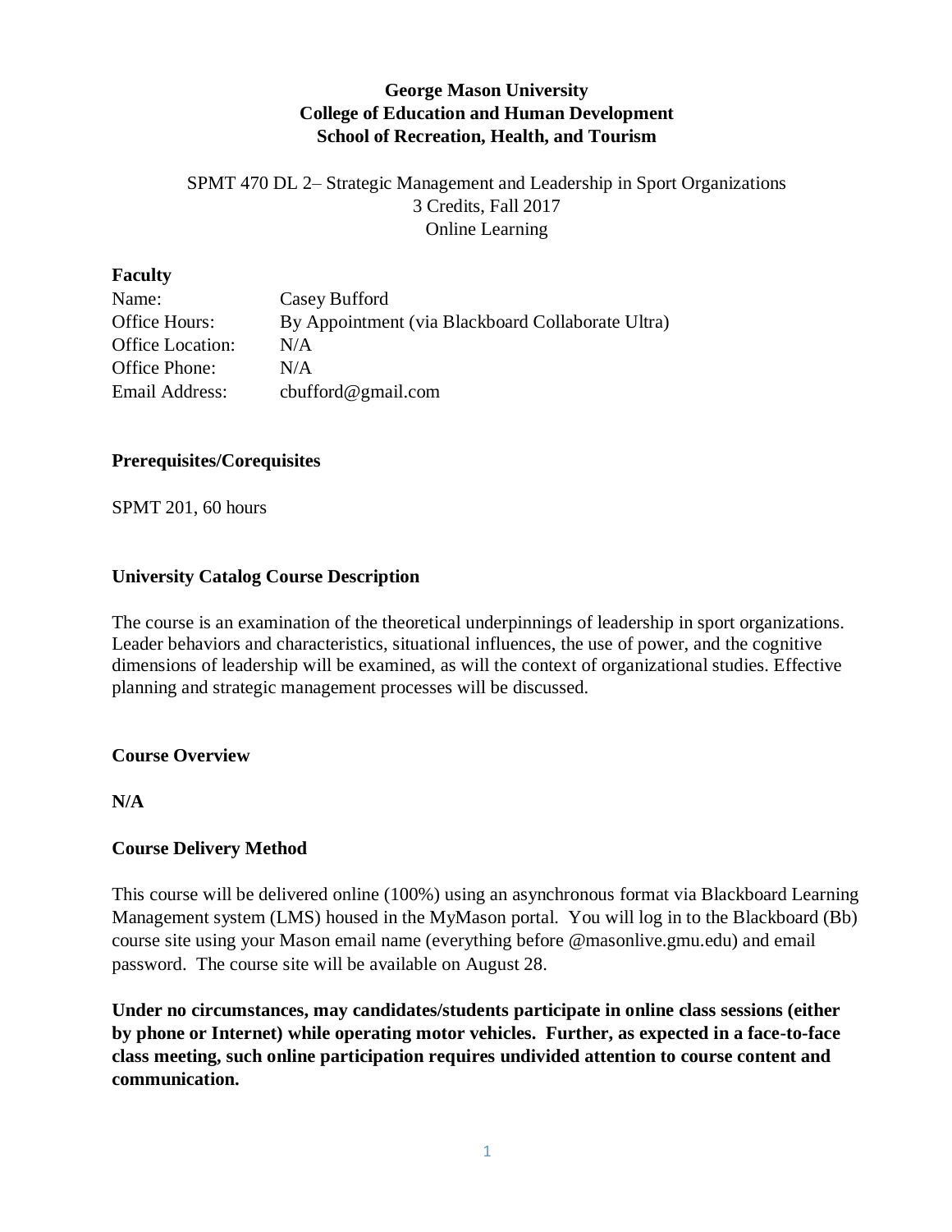**George Mason University**
**College of Education and Human Development**
**School of Recreation, Health, and Tourism**

SPMT 470 DL 2– Strategic Management and Leadership in Sport Organizations
3 Credits, Fall 2017
Online Learning

## Faculty

| | |
|---|---|
| Name: | Casey Bufford |
| Office Hours: | By Appointment (via Blackboard Collaborate Ultra) |
| Office Location: | N/A |
| Office Phone: | N/A |
| Email Address: | cbufford@gmail.com |

## Prerequisites/Corequisites

SPMT 201, 60 hours

## University Catalog Course Description

The course is an examination of the theoretical underpinnings of leadership in sport organizations. Leader behaviors and characteristics, situational influences, the use of power, and the cognitive dimensions of leadership will be examined, as will the context of organizational studies. Effective planning and strategic management processes will be discussed.

## Course Overview

**N/A**

## Course Delivery Method

This course will be delivered online (100%) using an asynchronous format via Blackboard Learning Management system (LMS) housed in the MyMason portal. You will log in to the Blackboard (Bb) course site using your Mason email name (everything before @masonlive.gmu.edu) and email password. The course site will be available on August 28.

**Under no circumstances, may candidates/students participate in online class sessions (either by phone or Internet) while operating motor vehicles. Further, as expected in a face-to-face class meeting, such online participation requires undivided attention to course content and communication.**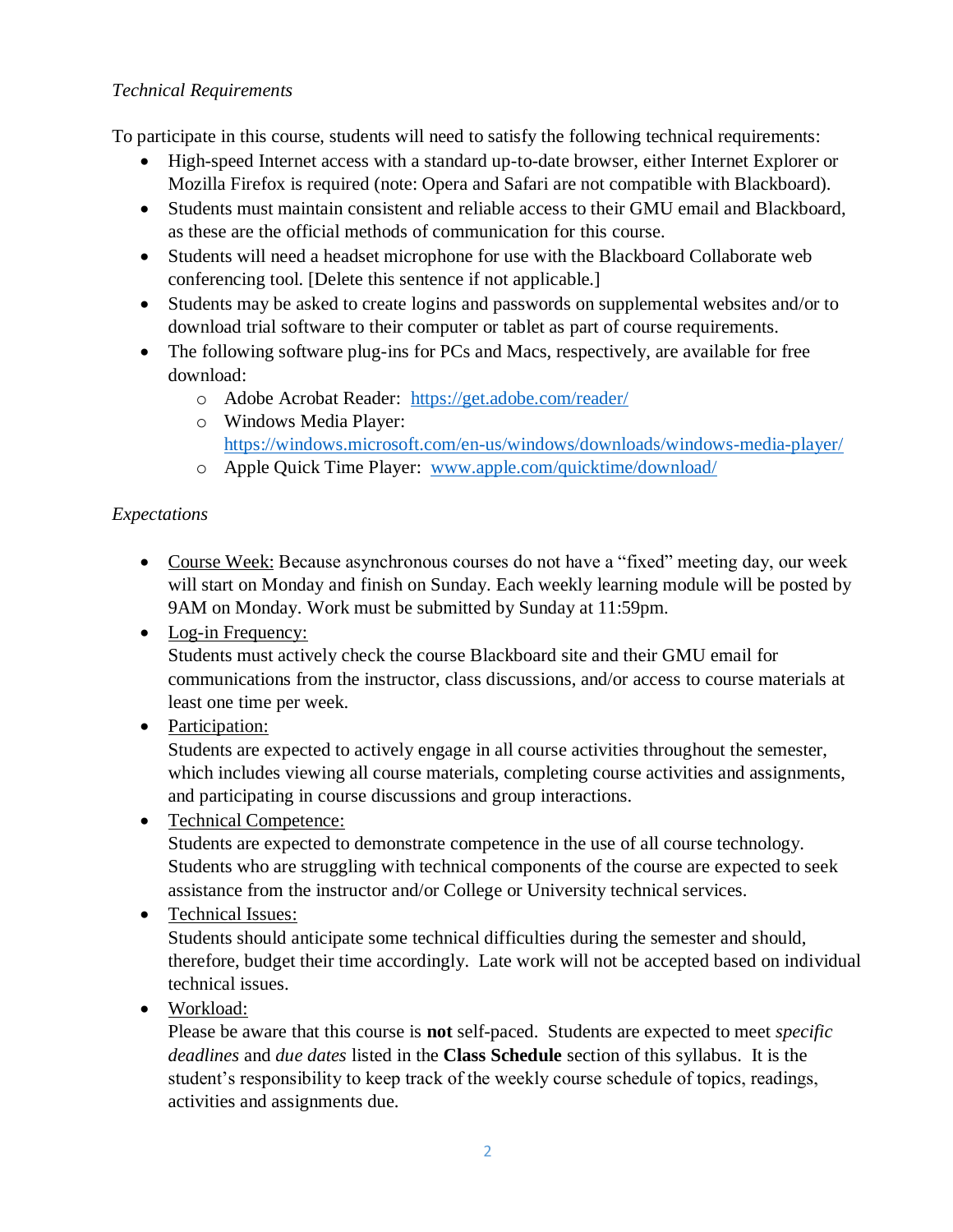*Technical Requirements*

To participate in this course, students will need to satisfy the following technical requirements:

- High-speed Internet access with a standard up-to-date browser, either Internet Explorer or Mozilla Firefox is required (note: Opera and Safari are not compatible with Blackboard).
- Students must maintain consistent and reliable access to their GMU email and Blackboard, as these are the official methods of communication for this course.
- Students will need a headset microphone for use with the Blackboard Collaborate web conferencing tool. [Delete this sentence if not applicable.]
- Students may be asked to create logins and passwords on supplemental websites and/or to download trial software to their computer or tablet as part of course requirements.
- The following software plug-ins for PCs and Macs, respectively, are available for free download:
  - Adobe Acrobat Reader: [https://get.adobe.com/reader/](https://get.adobe.com/reader/)
  - Windows Media Player: [https://windows.microsoft.com/en-us/windows/downloads/windows-media-player/](https://windows.microsoft.com/en-us/windows/downloads/windows-media-player/)
  - Apple Quick Time Player: [www.apple.com/quicktime/download/](www.apple.com/quicktime/download/)

*Expectations*

- <u>Course Week:</u> Because asynchronous courses do not have a "fixed" meeting day, our week will start on Monday and finish on Sunday. Each weekly learning module will be posted by 9AM on Monday. Work must be submitted by Sunday at 11:59pm.
- <u>Log-in Frequency:</u>
  Students must actively check the course Blackboard site and their GMU email for communications from the instructor, class discussions, and/or access to course materials at least one time per week.
- <u>Participation:</u>
  Students are expected to actively engage in all course activities throughout the semester, which includes viewing all course materials, completing course activities and assignments, and participating in course discussions and group interactions.
- <u>Technical Competence:</u>
  Students are expected to demonstrate competence in the use of all course technology. Students who are struggling with technical components of the course are expected to seek assistance from the instructor and/or College or University technical services.
- <u>Technical Issues:</u>
  Students should anticipate some technical difficulties during the semester and should, therefore, budget their time accordingly. Late work will not be accepted based on individual technical issues.
- <u>Workload:</u>
  Please be aware that this course is **not** self-paced. Students are expected to meet *specific deadlines* and *due dates* listed in the **Class Schedule** section of this syllabus. It is the student's responsibility to keep track of the weekly course schedule of topics, readings, activities and assignments due.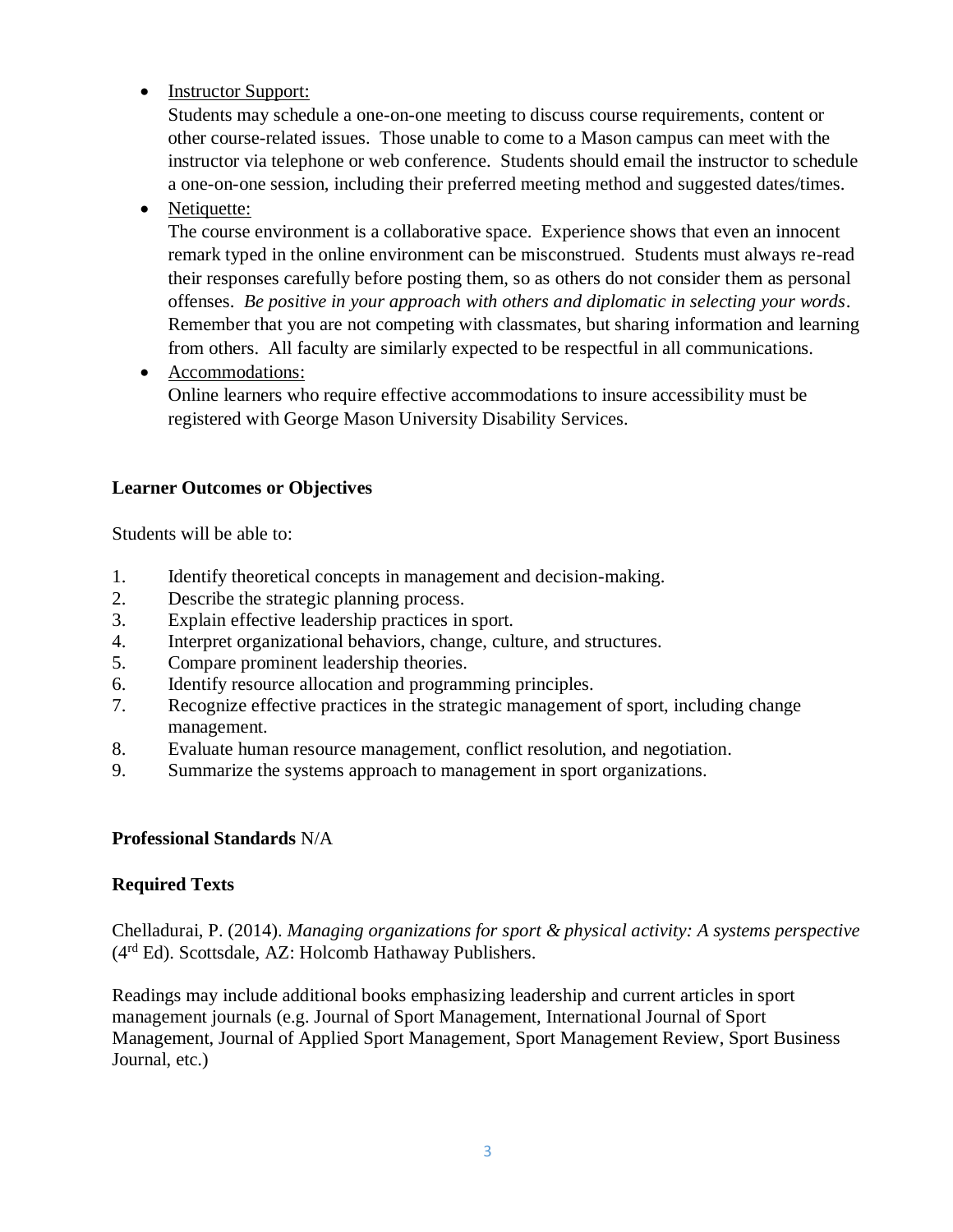- Instructor Support:
  Students may schedule a one-on-one meeting to discuss course requirements, content or other course-related issues. Those unable to come to a Mason campus can meet with the instructor via telephone or web conference. Students should email the instructor to schedule a one-on-one session, including their preferred meeting method and suggested dates/times.
- Netiquette:
  The course environment is a collaborative space. Experience shows that even an innocent remark typed in the online environment can be misconstrued. Students must always re-read their responses carefully before posting them, so as others do not consider them as personal offenses. *Be positive in your approach with others and diplomatic in selecting your words*. Remember that you are not competing with classmates, but sharing information and learning from others. All faculty are similarly expected to be respectful in all communications.
- Accommodations:
  Online learners who require effective accommodations to insure accessibility must be registered with George Mason University Disability Services.

**Learner Outcomes or Objectives**

Students will be able to:

1. Identify theoretical concepts in management and decision-making.
2. Describe the strategic planning process.
3. Explain effective leadership practices in sport.
4. Interpret organizational behaviors, change, culture, and structures.
5. Compare prominent leadership theories.
6. Identify resource allocation and programming principles.
7. Recognize effective practices in the strategic management of sport, including change management.
8. Evaluate human resource management, conflict resolution, and negotiation.
9. Summarize the systems approach to management in sport organizations.

**Professional Standards** N/A

**Required Texts**

Chelladurai, P. (2014). *Managing organizations for sport & physical activity: A systems perspective* (4th Ed). Scottsdale, AZ: Holcomb Hathaway Publishers.

Readings may include additional books emphasizing leadership and current articles in sport management journals (e.g. Journal of Sport Management, International Journal of Sport Management, Journal of Applied Sport Management, Sport Management Review, Sport Business Journal, etc.)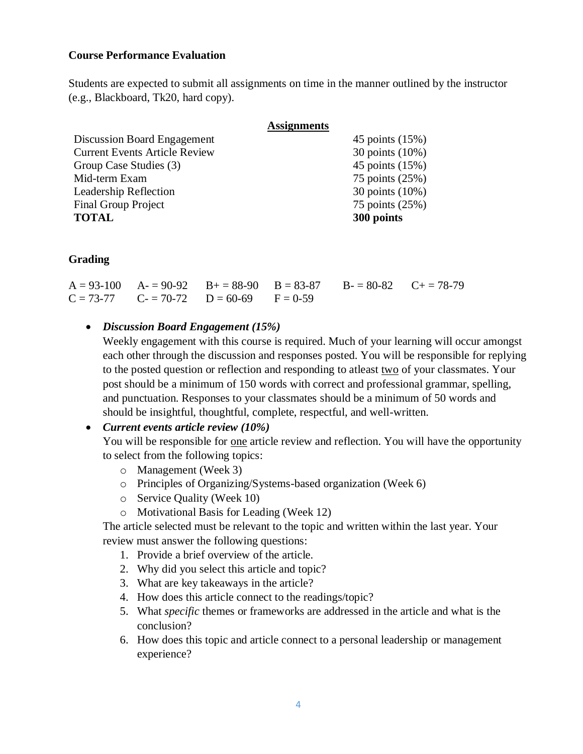**Course Performance Evaluation**

Students are expected to submit all assignments on time in the manner outlined by the instructor (e.g., Blackboard, Tk20, hard copy).

| Assignments | |
|---|---|
| Discussion Board Engagement | 45 points (15%) |
| Current Events Article Review | 30 points (10%) |
| Group Case Studies (3) | 45 points (15%) |
| Mid-term Exam | 75 points (25%) |
| Leadership Reflection | 30 points (10%) |
| Final Group Project | 75 points (25%) |
| **TOTAL** | **300 points** |

**Grading**

| | | | | | |
|---|---|---|---|---|---|
| A = 93-100 | A- = 90-92 | B+ = 88-90 | B = 83-87 | B- = 80-82 | C+ = 78-79 |
| C = 73-77 | C- = 70-72 | D = 60-69 | F = 0-59 | | |

- ***Discussion Board Engagement (15%)***
  Weekly engagement with this course is required. Much of your learning will occur amongst each other through the discussion and responses posted. You will be responsible for replying to the posted question or reflection and responding to atleast two of your classmates. Your post should be a minimum of 150 words with correct and professional grammar, spelling, and punctuation. Responses to your classmates should be a minimum of 50 words and should be insightful, thoughtful, complete, respectful, and well-written.
- ***Current events article review (10%)***
  You will be responsible for one article review and reflection. You will have the opportunity to select from the following topics:
  - Management (Week 3)
  - Principles of Organizing/Systems-based organization (Week 6)
  - Service Quality (Week 10)
  - Motivational Basis for Leading (Week 12)

  The article selected must be relevant to the topic and written within the last year. Your review must answer the following questions:
  1. Provide a brief overview of the article.
  2. Why did you select this article and topic?
  3. What are key takeaways in the article?
  4. How does this article connect to the readings/topic?
  5. What *specific* themes or frameworks are addressed in the article and what is the conclusion?
  6. How does this topic and article connect to a personal leadership or management experience?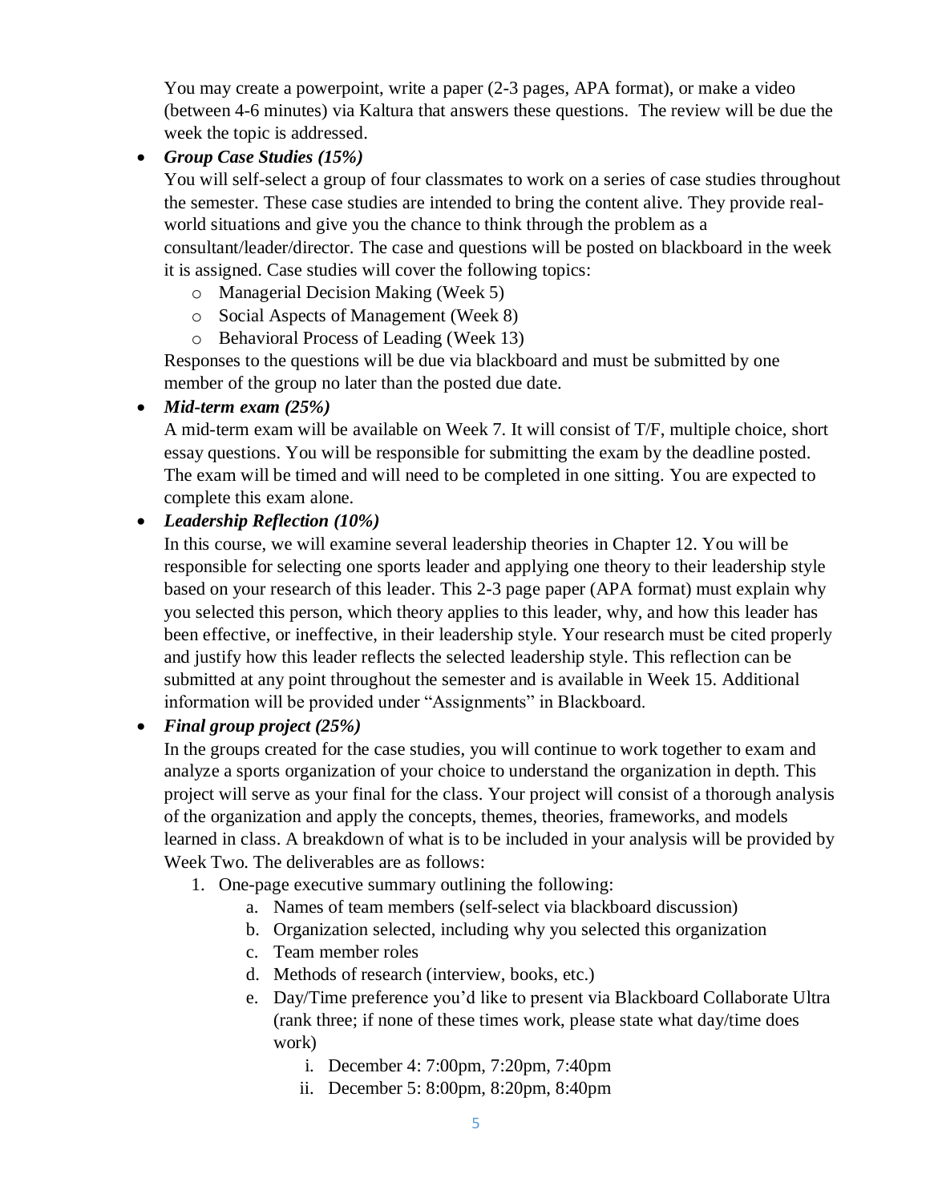You may create a powerpoint, write a paper (2-3 pages, APA format), or make a video (between 4-6 minutes) via Kaltura that answers these questions. The review will be due the week the topic is addressed.

- ***Group Case Studies (15%)***
  You will self-select a group of four classmates to work on a series of case studies throughout the semester. These case studies are intended to bring the content alive. They provide real-world situations and give you the chance to think through the problem as a consultant/leader/director. The case and questions will be posted on blackboard in the week it is assigned. Case studies will cover the following topics:
  - Managerial Decision Making (Week 5)
  - Social Aspects of Management (Week 8)
  - Behavioral Process of Leading (Week 13)

  Responses to the questions will be due via blackboard and must be submitted by one member of the group no later than the posted due date.
- ***Mid-term exam (25%)***
  A mid-term exam will be available on Week 7. It will consist of T/F, multiple choice, short essay questions. You will be responsible for submitting the exam by the deadline posted. The exam will be timed and will need to be completed in one sitting. You are expected to complete this exam alone.
- ***Leadership Reflection (10%)***
  In this course, we will examine several leadership theories in Chapter 12. You will be responsible for selecting one sports leader and applying one theory to their leadership style based on your research of this leader. This 2-3 page paper (APA format) must explain why you selected this person, which theory applies to this leader, why, and how this leader has been effective, or ineffective, in their leadership style. Your research must be cited properly and justify how this leader reflects the selected leadership style. This reflection can be submitted at any point throughout the semester and is available in Week 15. Additional information will be provided under "Assignments" in Blackboard.
- ***Final group project (25%)***
  In the groups created for the case studies, you will continue to work together to exam and analyze a sports organization of your choice to understand the organization in depth. This project will serve as your final for the class. Your project will consist of a thorough analysis of the organization and apply the concepts, themes, theories, frameworks, and models learned in class. A breakdown of what is to be included in your analysis will be provided by Week Two. The deliverables are as follows:
  1. One-page executive summary outlining the following:
     a. Names of team members (self-select via blackboard discussion)
     b. Organization selected, including why you selected this organization
     c. Team member roles
     d. Methods of research (interview, books, etc.)
     e. Day/Time preference you'd like to present via Blackboard Collaborate Ultra (rank three; if none of these times work, please state what day/time does work)
        i. December 4: 7:00pm, 7:20pm, 7:40pm
        ii. December 5: 8:00pm, 8:20pm, 8:40pm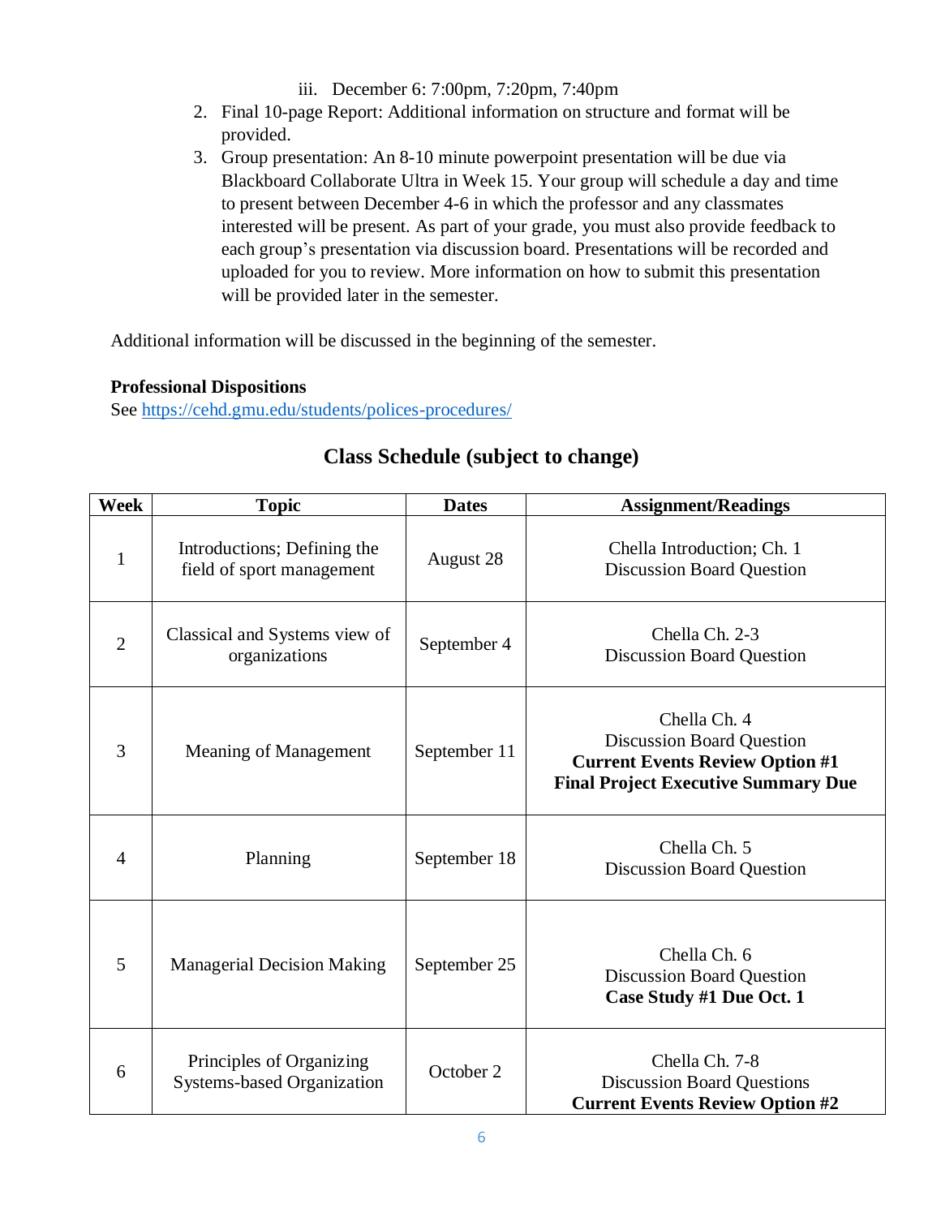iii. December 6: 7:00pm, 7:20pm, 7:40pm

2. Final 10-page Report: Additional information on structure and format will be provided.
3. Group presentation: An 8-10 minute powerpoint presentation will be due via Blackboard Collaborate Ultra in Week 15. Your group will schedule a day and time to present between December 4-6 in which the professor and any classmates interested will be present. As part of your grade, you must also provide feedback to each group's presentation via discussion board. Presentations will be recorded and uploaded for you to review. More information on how to submit this presentation will be provided later in the semester.

Additional information will be discussed in the beginning of the semester.

**Professional Dispositions**

See https://cehd.gmu.edu/students/polices-procedures/

## Class Schedule (subject to change)

| Week | Topic | Dates | Assignment/Readings |
|---|---|---|---|
| 1 | Introductions; Defining the field of sport management | August 28 | Chella Introduction; Ch. 1<br>Discussion Board Question |
| 2 | Classical and Systems view of organizations | September 4 | Chella Ch. 2-3<br>Discussion Board Question |
| 3 | Meaning of Management | September 11 | Chella Ch. 4<br>Discussion Board Question<br>**Current Events Review Option #1**<br>**Final Project Executive Summary Due** |
| 4 | Planning | September 18 | Chella Ch. 5<br>Discussion Board Question |
| 5 | Managerial Decision Making | September 25 | Chella Ch. 6<br>Discussion Board Question<br>**Case Study #1 Due Oct. 1** |
| 6 | Principles of Organizing Systems-based Organization | October 2 | Chella Ch. 7-8<br>Discussion Board Questions<br>**Current Events Review Option #2** |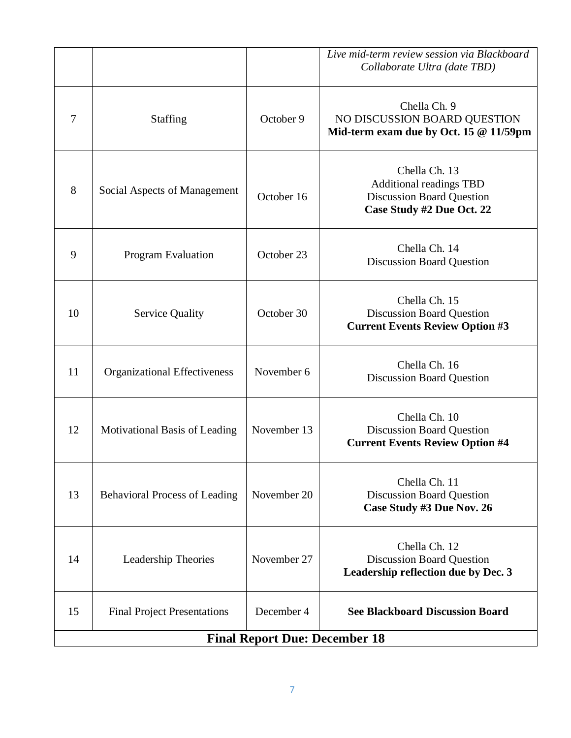| | | | |
|---|---|---|---|
| | | | *Live mid-term review session via Blackboard Collaborate Ultra (date TBD)* |
| 7 | Staffing | October 9 | Chella Ch. 9<br>NO DISCUSSION BOARD QUESTION<br>**Mid-term exam due by Oct. 15 @ 11/59pm** |
| 8 | Social Aspects of Management | October 16 | Chella Ch. 13<br>Additional readings TBD<br>Discussion Board Question<br>**Case Study #2 Due Oct. 22** |
| 9 | Program Evaluation | October 23 | Chella Ch. 14<br>Discussion Board Question |
| 10 | Service Quality | October 30 | Chella Ch. 15<br>Discussion Board Question<br>**Current Events Review Option #3** |
| 11 | Organizational Effectiveness | November 6 | Chella Ch. 16<br>Discussion Board Question |
| 12 | Motivational Basis of Leading | November 13 | Chella Ch. 10<br>Discussion Board Question<br>**Current Events Review Option #4** |
| 13 | Behavioral Process of Leading | November 20 | Chella Ch. 11<br>Discussion Board Question<br>**Case Study #3 Due Nov. 26** |
| 14 | Leadership Theories | November 27 | Chella Ch. 12<br>Discussion Board Question<br>**Leadership reflection due by Dec. 3** |
| 15 | Final Project Presentations | December 4 | **See Blackboard Discussion Board** |
| **Final Report Due: December 18** | | | |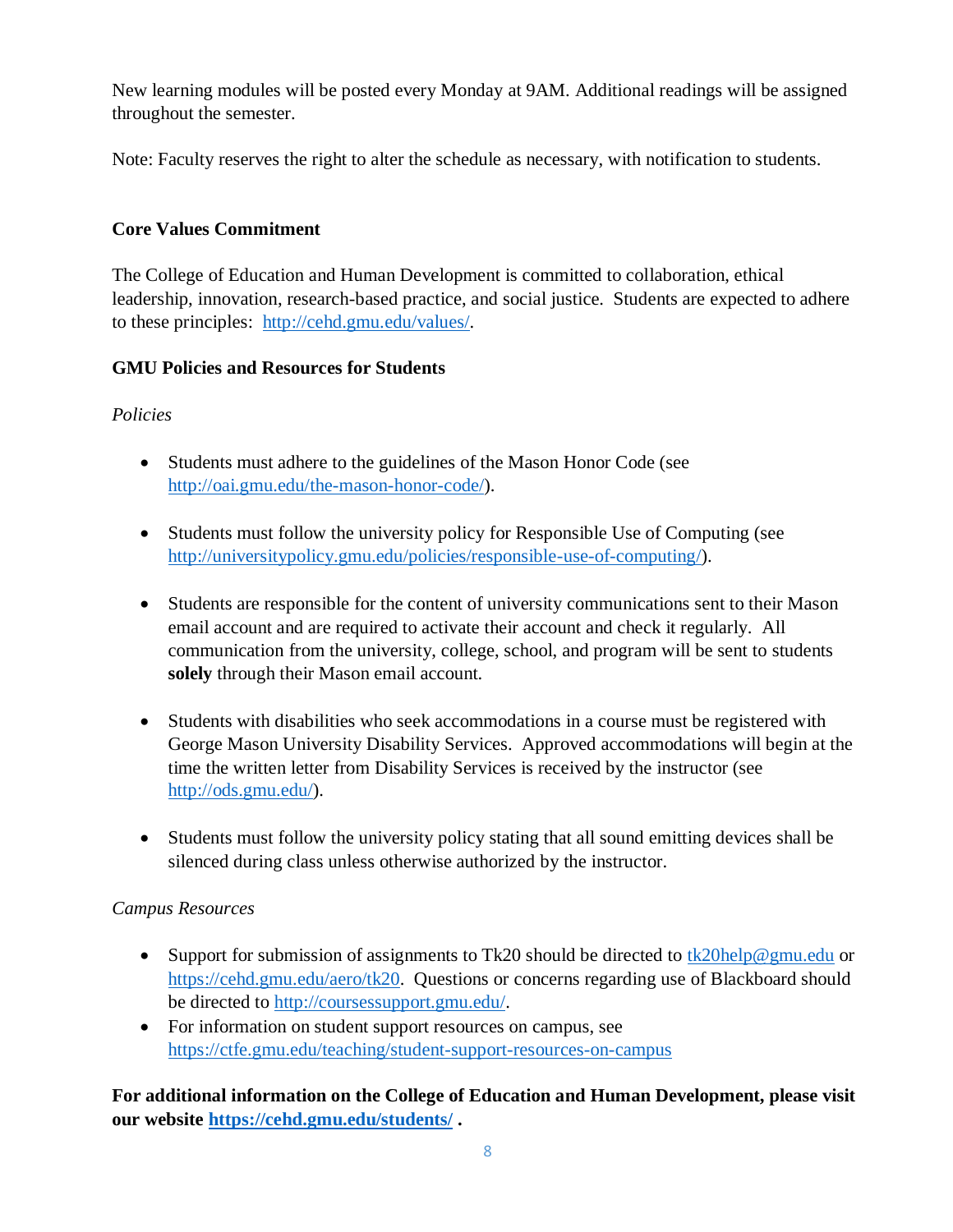New learning modules will be posted every Monday at 9AM. Additional readings will be assigned throughout the semester.

Note: Faculty reserves the right to alter the schedule as necessary, with notification to students.

**Core Values Commitment**

The College of Education and Human Development is committed to collaboration, ethical leadership, innovation, research-based practice, and social justice. Students are expected to adhere to these principles: http://cehd.gmu.edu/values/.

**GMU Policies and Resources for Students**

*Policies*

- Students must adhere to the guidelines of the Mason Honor Code (see http://oai.gmu.edu/the-mason-honor-code/).

- Students must follow the university policy for Responsible Use of Computing (see http://universitypolicy.gmu.edu/policies/responsible-use-of-computing/).

- Students are responsible for the content of university communications sent to their Mason email account and are required to activate their account and check it regularly. All communication from the university, college, school, and program will be sent to students **solely** through their Mason email account.

- Students with disabilities who seek accommodations in a course must be registered with George Mason University Disability Services. Approved accommodations will begin at the time the written letter from Disability Services is received by the instructor (see http://ods.gmu.edu/).

- Students must follow the university policy stating that all sound emitting devices shall be silenced during class unless otherwise authorized by the instructor.

*Campus Resources*

- Support for submission of assignments to Tk20 should be directed to tk20help@gmu.edu or https://cehd.gmu.edu/aero/tk20. Questions or concerns regarding use of Blackboard should be directed to http://coursessupport.gmu.edu/.
- For information on student support resources on campus, see https://ctfe.gmu.edu/teaching/student-support-resources-on-campus

**For additional information on the College of Education and Human Development, please visit our website https://cehd.gmu.edu/students/ .**